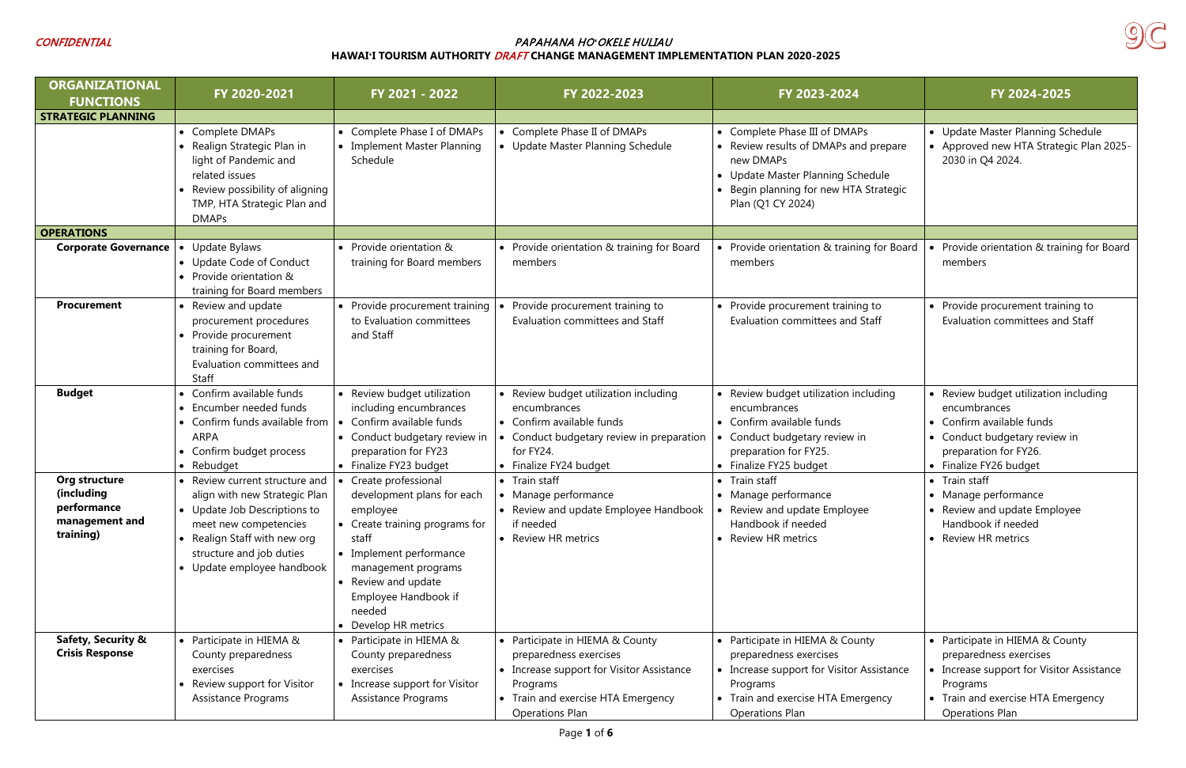*CONFIDENTIAL*

9C

# *PAPAHANA HOʻOKELE HULIAU*

## HAWAIʻI TOURISM AUTHORITY *DRAFT* CHANGE MANAGEMENT IMPLEMENTATION PLAN 2020-2025

| ORGANIZATIONAL FUNCTIONS | FY 2020-2021 | FY 2021 - 2022 | FY 2022-2023 | FY 2023-2024 | FY 2024-2025 |
|---|---|---|---|---|---|
| **STRATEGIC PLANNING** | | | | | |
| | • Complete DMAPs<br>• Realign Strategic Plan in light of Pandemic and related issues<br>• Review possibility of aligning TMP, HTA Strategic Plan and DMAPs | • Complete Phase I of DMAPs<br>• Implement Master Planning Schedule | • Complete Phase II of DMAPs<br>• Update Master Planning Schedule | • Complete Phase III of DMAPs<br>• Review results of DMAPs and prepare new DMAPs<br>• Update Master Planning Schedule<br>• Begin planning for new HTA Strategic Plan (Q1 CY 2024) | • Update Master Planning Schedule<br>• Approved new HTA Strategic Plan 2025-2030 in Q4 2024. |
| **OPERATIONS** | | | | | |
| **Corporate Governance** | • Update Bylaws<br>• Update Code of Conduct<br>• Provide orientation & training for Board members | • Provide orientation & training for Board members | • Provide orientation & training for Board members | • Provide orientation & training for Board members | • Provide orientation & training for Board members |
| **Procurement** | • Review and update procurement procedures<br>• Provide procurement training for Board, Evaluation committees and Staff | • Provide procurement training to Evaluation committees and Staff | • Provide procurement training to Evaluation committees and Staff | • Provide procurement training to Evaluation committees and Staff | • Provide procurement training to Evaluation committees and Staff |
| **Budget** | • Confirm available funds<br>• Encumber needed funds<br>• Confirm funds available from ARPA<br>• Confirm budget process<br>• Rebudget | • Review budget utilization including encumbrances<br>• Confirm available funds<br>• Conduct budgetary review in preparation for FY23<br>• Finalize FY23 budget | • Review budget utilization including encumbrances<br>• Confirm available funds<br>• Conduct budgetary review in preparation for FY24.<br>• Finalize FY24 budget | • Review budget utilization including encumbrances<br>• Confirm available funds<br>• Conduct budgetary review in preparation for FY25.<br>• Finalize FY25 budget | • Review budget utilization including encumbrances<br>• Confirm available funds<br>• Conduct budgetary review in preparation for FY26.<br>• Finalize FY26 budget |
| **Org structure (including performance management and training)** | • Review current structure and align with new Strategic Plan<br>• Update Job Descriptions to meet new competencies<br>• Realign Staff with new org structure and job duties<br>• Update employee handbook | • Create professional development plans for each employee<br>• Create training programs for staff<br>• Implement performance management programs<br>• Review and update Employee Handbook if needed<br>• Develop HR metrics | • Train staff<br>• Manage performance<br>• Review and update Employee Handbook if needed<br>• Review HR metrics | • Train staff<br>• Manage performance<br>• Review and update Employee Handbook if needed<br>• Review HR metrics | • Train staff<br>• Manage performance<br>• Review and update Employee Handbook if needed<br>• Review HR metrics |
| **Safety, Security & Crisis Response** | • Participate in HIEMA & County preparedness exercises<br>• Review support for Visitor Assistance Programs | • Participate in HIEMA & County preparedness exercises<br>• Increase support for Visitor Assistance Programs | • Participate in HIEMA & County preparedness exercises<br>• Increase support for Visitor Assistance Programs<br>• Train and exercise HTA Emergency Operations Plan | • Participate in HIEMA & County preparedness exercises<br>• Increase support for Visitor Assistance Programs<br>• Train and exercise HTA Emergency Operations Plan | • Participate in HIEMA & County preparedness exercises<br>• Increase support for Visitor Assistance Programs<br>• Train and exercise HTA Emergency Operations Plan |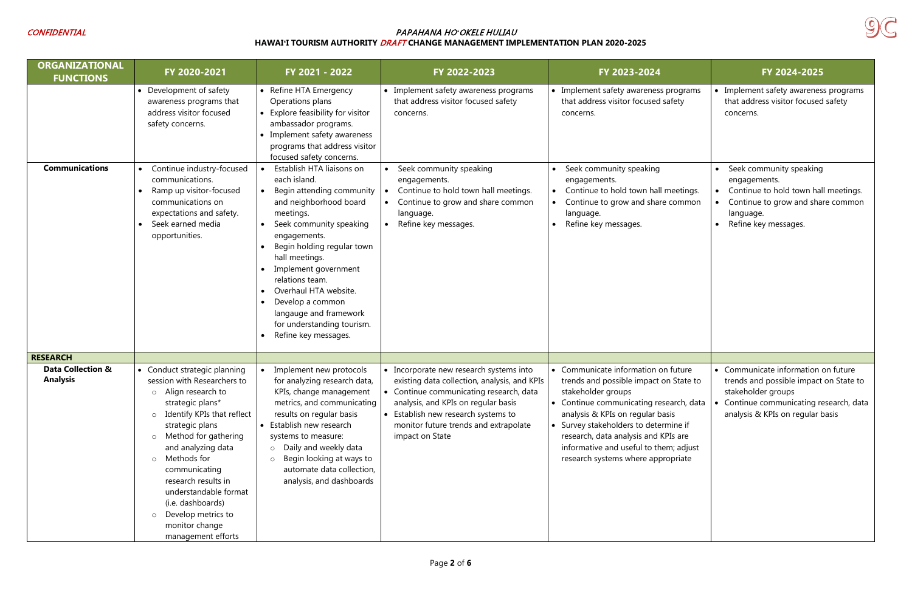CONFIDENTIAL

**PAPAHANA HOʻOKELE HULIAU**
**HAWAIʻI TOURISM AUTHORITY *DRAFT* CHANGE MANAGEMENT IMPLEMENTATION PLAN 2020-2025**

| ORGANIZATIONAL FUNCTIONS | FY 2020-2021 | FY 2021 - 2022 | FY 2022-2023 | FY 2023-2024 | FY 2024-2025 |
|---|---|---|---|---|---|
| | • Development of safety awareness programs that address visitor focused safety concerns. | • Refine HTA Emergency Operations plans<br>• Explore feasibility for visitor ambassador programs.<br>• Implement safety awareness programs that address visitor focused safety concerns. | • Implement safety awareness programs that address visitor focused safety concerns. | • Implement safety awareness programs that address visitor focused safety concerns. | • Implement safety awareness programs that address visitor focused safety concerns. |
| **Communications** | • Continue industry-focused communications.<br>• Ramp up visitor-focused communications on expectations and safety.<br>• Seek earned media opportunities. | • Establish HTA liaisons on each island.<br>• Begin attending community and neighborhood board meetings.<br>• Seek community speaking engagements.<br>• Begin holding regular town hall meetings.<br>• Implement government relations team.<br>• Overhaul HTA website.<br>• Develop a common langauge and framework for understanding tourism.<br>• Refine key messages. | • Seek community speaking engagements.<br>• Continue to hold town hall meetings.<br>• Continue to grow and share common language.<br>• Refine key messages. | • Seek community speaking engagements.<br>• Continue to hold town hall meetings.<br>• Continue to grow and share common language.<br>• Refine key messages. | • Seek community speaking engagements.<br>• Continue to hold town hall meetings.<br>• Continue to grow and share common language.<br>• Refine key messages. |
| **RESEARCH** | | | | | |
| **Data Collection & Analysis** | • Conduct strategic planning session with Researchers to<br>  ○ Align research to strategic plans*<br>  ○ Identify KPIs that reflect strategic plans<br>  ○ Method for gathering and analyzing data<br>  ○ Methods for communicating research results in understandable format (i.e. dashboards)<br>  ○ Develop metrics to monitor change management efforts | • Implement new protocols for analyzing research data, KPIs, change management metrics, and communicating results on regular basis<br>• Establish new research systems to measure:<br>  ○ Daily and weekly data<br>  ○ Begin looking at ways to automate data collection, analysis, and dashboards | • Incorporate new research systems into existing data collection, analysis, and KPIs<br>• Continue communicating research, data analysis, and KPIs on regular basis<br>• Establish new research systems to monitor future trends and extrapolate impact on State | • Communicate information on future trends and possible impact on State to stakeholder groups<br>• Continue communicating research, data analysis & KPIs on regular basis<br>• Survey stakeholders to determine if research, data analysis and KPIs are informative and useful to them; adjust research systems where appropriate | • Communicate information on future trends and possible impact on State to stakeholder groups<br>• Continue communicating research, data analysis & KPIs on regular basis |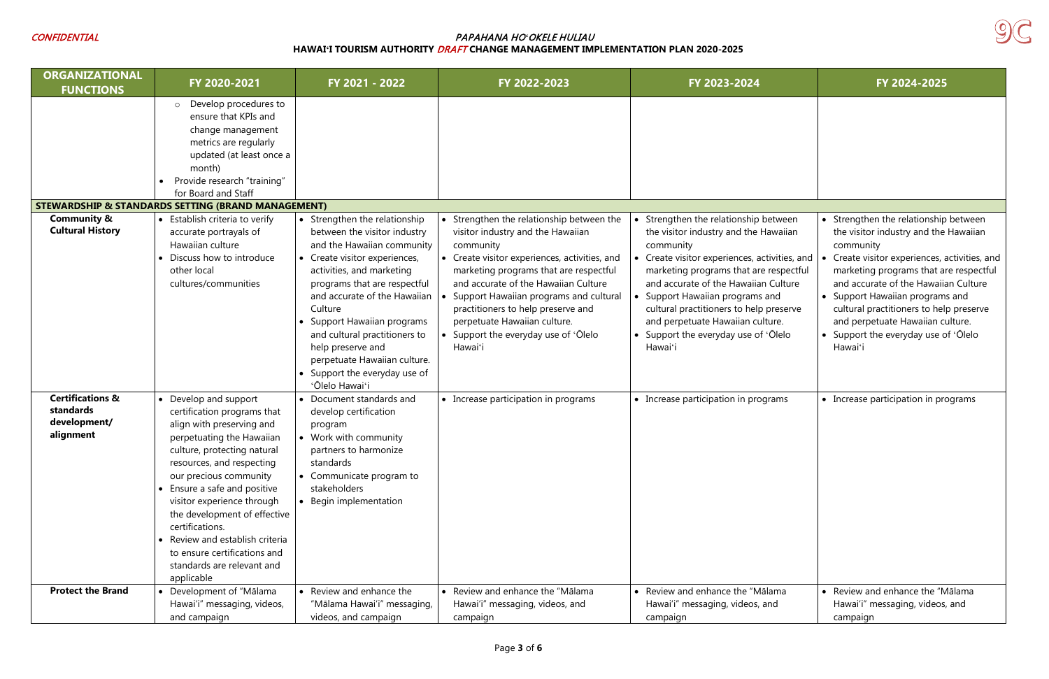CONFIDENTIAL

*PAPAHANA HOʻOKELE HULIAU*

**HAWAIʻI TOURISM AUTHORITY *DRAFT* CHANGE MANAGEMENT IMPLEMENTATION PLAN 2020-2025**

9C

| ORGANIZATIONAL FUNCTIONS | FY 2020-2021 | FY 2021 - 2022 | FY 2022-2023 | FY 2023-2024 | FY 2024-2025 |
|---|---|---|---|---|---|
| | ○ Develop procedures to ensure that KPIs and change management metrics are regularly updated (at least once a month)<br>• Provide research "training" for Board and Staff | | | | |
| **STEWARDSHIP & STANDARDS SETTING (BRAND MANAGEMENT)** | | | | | |
| **Community & Cultural History** | • Establish criteria to verify accurate portrayals of Hawaiian culture<br>• Discuss how to introduce other local cultures/communities | • Strengthen the relationship between the visitor industry and the Hawaiian community<br>• Create visitor experiences, activities, and marketing programs that are respectful and accurate of the Hawaiian Culture<br>• Support Hawaiian programs and cultural practitioners to help preserve and perpetuate Hawaiian culture.<br>• Support the everyday use of ʻŌlelo Hawaiʻi | • Strengthen the relationship between the visitor industry and the Hawaiian community<br>• Create visitor experiences, activities, and marketing programs that are respectful and accurate of the Hawaiian Culture<br>• Support Hawaiian programs and cultural practitioners to help preserve and perpetuate Hawaiian culture.<br>• Support the everyday use of ʻŌlelo Hawaiʻi | • Strengthen the relationship between the visitor industry and the Hawaiian community<br>• Create visitor experiences, activities, and marketing programs that are respectful and accurate of the Hawaiian Culture<br>• Support Hawaiian programs and cultural practitioners to help preserve and perpetuate Hawaiian culture.<br>• Support the everyday use of ʻŌlelo Hawaiʻi | • Strengthen the relationship between the visitor industry and the Hawaiian community<br>• Create visitor experiences, activities, and marketing programs that are respectful and accurate of the Hawaiian Culture<br>• Support Hawaiian programs and cultural practitioners to help preserve and perpetuate Hawaiian culture.<br>• Support the everyday use of ʻŌlelo Hawaiʻi |
| **Certifications & standards development/ alignment** | • Develop and support certification programs that align with preserving and perpetuating the Hawaiian culture, protecting natural resources, and respecting our precious community<br>• Ensure a safe and positive visitor experience through the development of effective certifications.<br>• Review and establish criteria to ensure certifications and standards are relevant and applicable | • Document standards and develop certification program<br>• Work with community partners to harmonize standards<br>• Communicate program to stakeholders<br>• Begin implementation | • Increase participation in programs | • Increase participation in programs | • Increase participation in programs |
| **Protect the Brand** | • Development of "Mālama Hawaiʻi" messaging, videos, and campaign | • Review and enhance the "Mālama Hawaiʻi" messaging, videos, and campaign | • Review and enhance the "Mālama Hawaiʻi" messaging, videos, and campaign | • Review and enhance the "Mālama Hawaiʻi" messaging, videos, and campaign | • Review and enhance the "Mālama Hawaiʻi" messaging, videos, and campaign |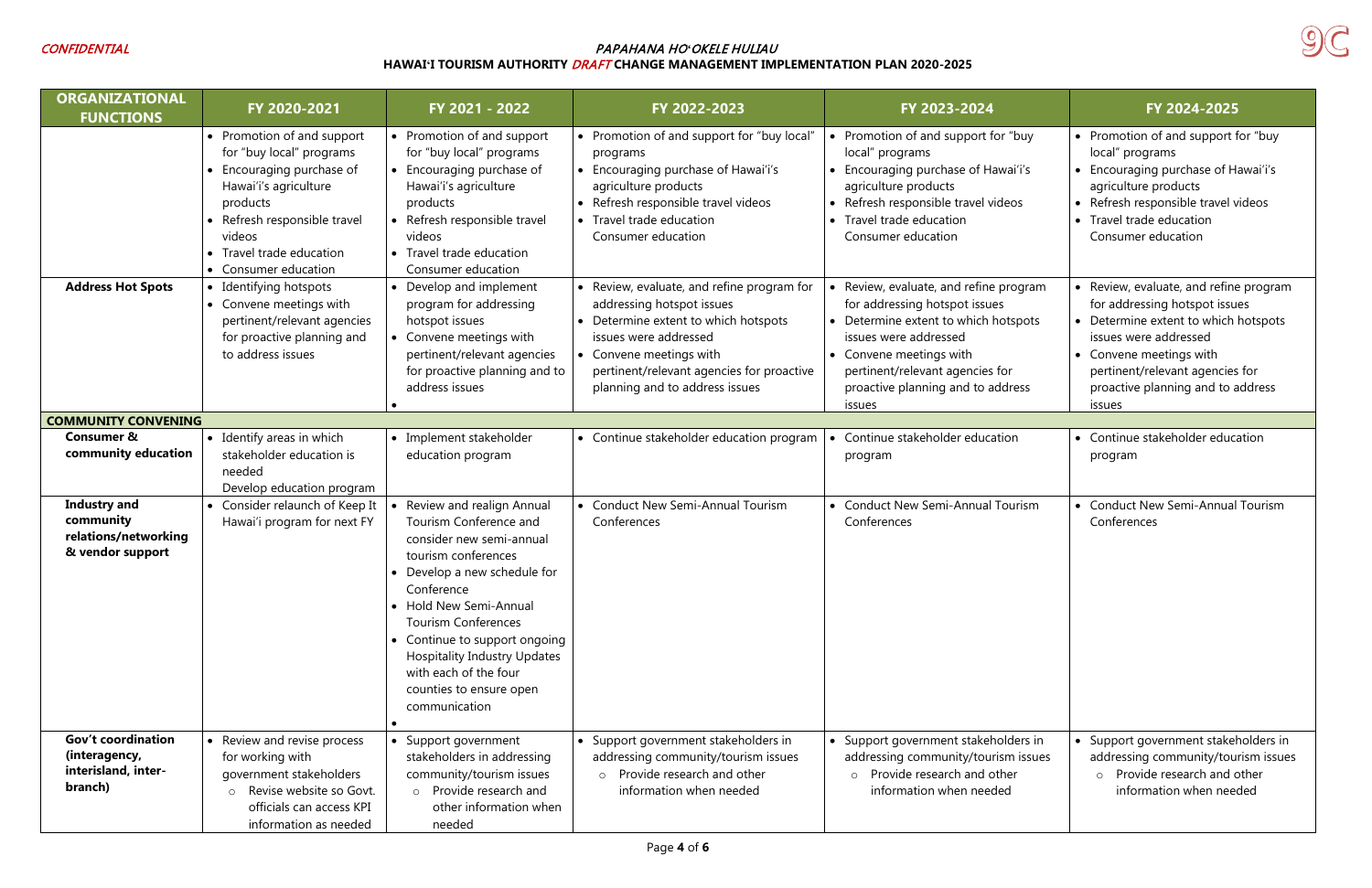CONFIDENTIAL

PAPAHANA HOʻOKELE HULIAU
**HAWAIʻI TOURISM AUTHORITY *DRAFT* CHANGE MANAGEMENT IMPLEMENTATION PLAN 2020-2025**

9C

| ORGANIZATIONAL FUNCTIONS | FY 2020-2021 | FY 2021 - 2022 | FY 2022-2023 | FY 2023-2024 | FY 2024-2025 |
|---|---|---|---|---|---|
| | • Promotion of and support for "buy local" programs<br>• Encouraging purchase of Hawaiʻi's agriculture products<br>• Refresh responsible travel videos<br>• Travel trade education<br>• Consumer education | • Promotion of and support for "buy local" programs<br>• Encouraging purchase of Hawaiʻi's agriculture products<br>• Refresh responsible travel videos<br>• Travel trade education<br>Consumer education | • Promotion of and support for "buy local" programs<br>• Encouraging purchase of Hawaiʻi's agriculture products<br>• Refresh responsible travel videos<br>• Travel trade education<br>Consumer education | • Promotion of and support for "buy local" programs<br>• Encouraging purchase of Hawaiʻi's agriculture products<br>• Refresh responsible travel videos<br>• Travel trade education<br>Consumer education | • Promotion of and support for "buy local" programs<br>• Encouraging purchase of Hawaiʻi's agriculture products<br>• Refresh responsible travel videos<br>• Travel trade education<br>Consumer education |
| **Address Hot Spots** | • Identifying hotspots<br>• Convene meetings with pertinent/relevant agencies for proactive planning and to address issues | • Develop and implement program for addressing hotspot issues<br>• Convene meetings with pertinent/relevant agencies for proactive planning and to address issues<br>• | • Review, evaluate, and refine program for addressing hotspot issues<br>• Determine extent to which hotspots issues were addressed<br>• Convene meetings with pertinent/relevant agencies for proactive planning and to address issues | • Review, evaluate, and refine program for addressing hotspot issues<br>• Determine extent to which hotspots issues were addressed<br>• Convene meetings with pertinent/relevant agencies for proactive planning and to address issues | • Review, evaluate, and refine program for addressing hotspot issues<br>• Determine extent to which hotspots issues were addressed<br>• Convene meetings with pertinent/relevant agencies for proactive planning and to address issues |
| **COMMUNITY CONVENING** | | | | | |
| **Consumer & community education** | • Identify areas in which stakeholder education is needed<br>Develop education program | • Implement stakeholder education program | • Continue stakeholder education program | • Continue stakeholder education program | • Continue stakeholder education program |
| **Industry and community relations/networking & vendor support** | • Consider relaunch of Keep It Hawaiʻi program for next FY | • Review and realign Annual Tourism Conference and consider new semi-annual tourism conferences<br>• Develop a new schedule for Conference<br>• Hold New Semi-Annual Tourism Conferences<br>• Continue to support ongoing Hospitality Industry Updates with each of the four counties to ensure open communication<br>• | • Conduct New Semi-Annual Tourism Conferences | • Conduct New Semi-Annual Tourism Conferences | • Conduct New Semi-Annual Tourism Conferences |
| **Gov't coordination (interagency, interisland, inter-branch)** | • Review and revise process for working with government stakeholders<br>&nbsp;&nbsp;○ Revise website so Govt. officials can access KPI information as needed | • Support government stakeholders in addressing community/tourism issues<br>&nbsp;&nbsp;○ Provide research and other information when needed | • Support government stakeholders in addressing community/tourism issues<br>&nbsp;&nbsp;○ Provide research and other information when needed | • Support government stakeholders in addressing community/tourism issues<br>&nbsp;&nbsp;○ Provide research and other information when needed | • Support government stakeholders in addressing community/tourism issues<br>&nbsp;&nbsp;○ Provide research and other information when needed |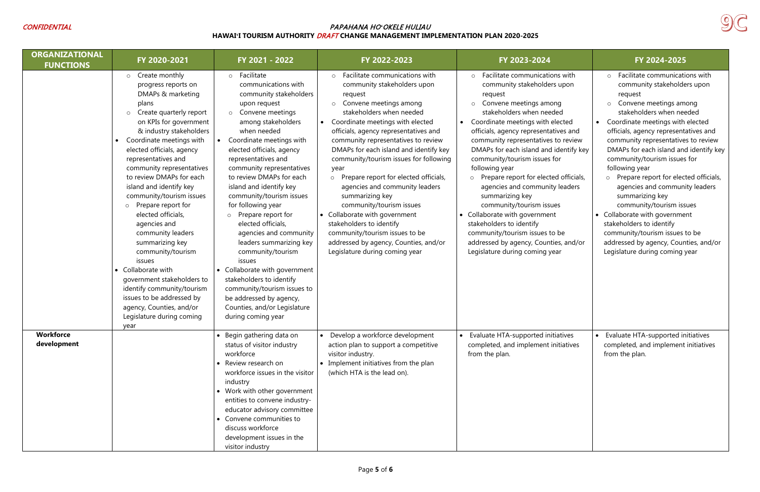CONFIDENTIAL

*PAPAHANA HOʻOKELE HULIAU*
**HAWAIʻI TOURISM AUTHORITY *DRAFT* CHANGE MANAGEMENT IMPLEMENTATION PLAN 2020-2025**

9C

| ORGANIZATIONAL FUNCTIONS | FY 2020-2021 | FY 2021 - 2022 | FY 2022-2023 | FY 2023-2024 | FY 2024-2025 |
|---|---|---|---|---|---|
| | ○ Create monthly progress reports on DMAPs & marketing plans<br>○ Create quarterly report on KPIs for government & industry stakeholders<br>• Coordinate meetings with elected officials, agency representatives and community representatives to review DMAPs for each island and identify key community/tourism issues<br>○ Prepare report for elected officials, agencies and community leaders summarizing key community/tourism issues<br>• Collaborate with government stakeholders to identify community/tourism issues to be addressed by agency, Counties, and/or Legislature during coming year | ○ Facilitate communications with community stakeholders upon request<br>○ Convene meetings among stakeholders when needed<br>• Coordinate meetings with elected officials, agency representatives and community representatives to review DMAPs for each island and identify key community/tourism issues for following year<br>○ Prepare report for elected officials, agencies and community leaders summarizing key community/tourism issues<br>• Collaborate with government stakeholders to identify community/tourism issues to be addressed by agency, Counties, and/or Legislature during coming year | ○ Facilitate communications with community stakeholders upon request<br>○ Convene meetings among stakeholders when needed<br>• Coordinate meetings with elected officials, agency representatives and community representatives to review DMAPs for each island and identify key community/tourism issues for following year<br>○ Prepare report for elected officials, agencies and community leaders summarizing key community/tourism issues<br>• Collaborate with government stakeholders to identify community/tourism issues to be addressed by agency, Counties, and/or Legislature during coming year | ○ Facilitate communications with community stakeholders upon request<br>○ Convene meetings among stakeholders when needed<br>• Coordinate meetings with elected officials, agency representatives and community representatives to review DMAPs for each island and identify key community/tourism issues for following year<br>○ Prepare report for elected officials, agencies and community leaders summarizing key community/tourism issues<br>• Collaborate with government stakeholders to identify community/tourism issues to be addressed by agency, Counties, and/or Legislature during coming year | ○ Facilitate communications with community stakeholders upon request<br>○ Convene meetings among stakeholders when needed<br>• Coordinate meetings with elected officials, agency representatives and community representatives to review DMAPs for each island and identify key community/tourism issues for following year<br>○ Prepare report for elected officials, agencies and community leaders summarizing key community/tourism issues<br>• Collaborate with government stakeholders to identify community/tourism issues to be addressed by agency, Counties, and/or Legislature during coming year |
| **Workforce development** | | • Begin gathering data on status of visitor industry workforce<br>• Review research on workforce issues in the visitor industry<br>• Work with other government entities to convene industry-educator advisory committee<br>• Convene communities to discuss workforce development issues in the visitor industry | • Develop a workforce development action plan to support a competitive visitor industry.<br>• Implement initiatives from the plan (which HTA is the lead on). | • Evaluate HTA-supported initiatives completed, and implement initiatives from the plan. | • Evaluate HTA-supported initiatives completed, and implement initiatives from the plan. |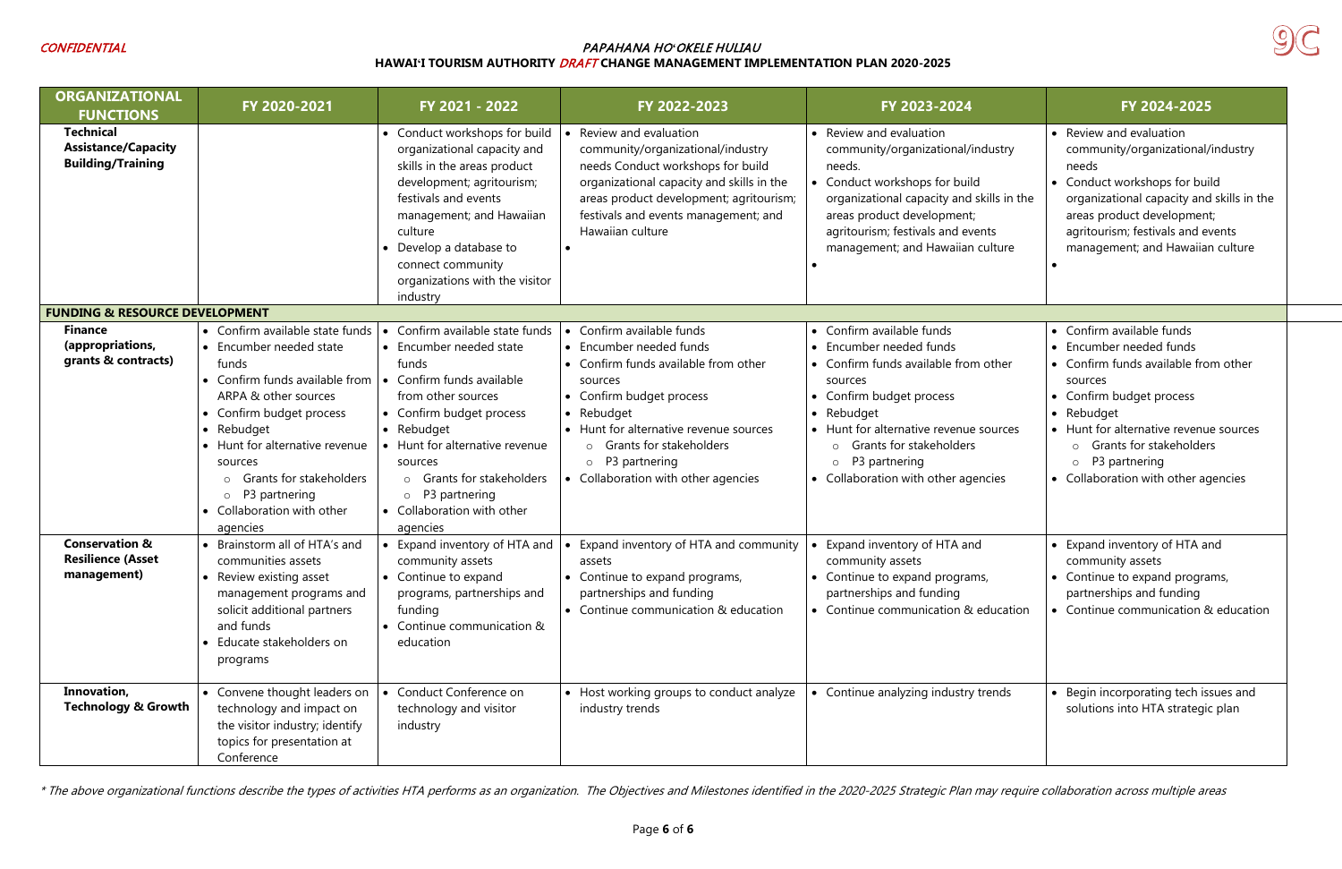CONFIDENTIAL

*PAPAHANA HOʻOKELE HULIAU*

**HAWAIʻI TOURISM AUTHORITY *DRAFT* CHANGE MANAGEMENT IMPLEMENTATION PLAN 2020-2025**

9C

| ORGANIZATIONAL FUNCTIONS | FY 2020-2021 | FY 2021 - 2022 | FY 2022-2023 | FY 2023-2024 | FY 2024-2025 |
|---|---|---|---|---|---|
| **Technical Assistance/Capacity Building/Training** | | • Conduct workshops for build organizational capacity and skills in the areas product development; agritourism; festivals and events management; and Hawaiian culture<br>• Develop a database to connect community organizations with the visitor industry | • Review and evaluation community/organizational/industry needs Conduct workshops for build organizational capacity and skills in the areas product development; agritourism; festivals and events management; and Hawaiian culture<br>• | • Review and evaluation community/organizational/industry needs.<br>• Conduct workshops for build organizational capacity and skills in the areas product development; agritourism; festivals and events management; and Hawaiian culture<br>• | • Review and evaluation community/organizational/industry needs<br>• Conduct workshops for build organizational capacity and skills in the areas product development; agritourism; festivals and events management; and Hawaiian culture<br>• |
| **FUNDING & RESOURCE DEVELOPMENT** | | | | | |
| **Finance (appropriations, grants & contracts)** | • Confirm available state funds<br>• Encumber needed state funds<br>• Confirm funds available from ARPA & other sources<br>• Confirm budget process<br>• Rebudget<br>• Hunt for alternative revenue sources<br>&nbsp;&nbsp;○ Grants for stakeholders<br>&nbsp;&nbsp;○ P3 partnering<br>• Collaboration with other agencies | • Confirm available state funds<br>• Encumber needed state funds<br>• Confirm funds available from other sources<br>• Confirm budget process<br>• Rebudget<br>• Hunt for alternative revenue sources<br>&nbsp;&nbsp;○ Grants for stakeholders<br>&nbsp;&nbsp;○ P3 partnering<br>• Collaboration with other agencies | • Confirm available funds<br>• Encumber needed funds<br>• Confirm funds available from other sources<br>• Confirm budget process<br>• Rebudget<br>• Hunt for alternative revenue sources<br>&nbsp;&nbsp;○ Grants for stakeholders<br>&nbsp;&nbsp;○ P3 partnering<br>• Collaboration with other agencies | • Confirm available funds<br>• Encumber needed funds<br>• Confirm funds available from other sources<br>• Confirm budget process<br>• Rebudget<br>• Hunt for alternative revenue sources<br>&nbsp;&nbsp;○ Grants for stakeholders<br>&nbsp;&nbsp;○ P3 partnering<br>• Collaboration with other agencies | • Confirm available funds<br>• Encumber needed funds<br>• Confirm funds available from other sources<br>• Confirm budget process<br>• Rebudget<br>• Hunt for alternative revenue sources<br>&nbsp;&nbsp;○ Grants for stakeholders<br>&nbsp;&nbsp;○ P3 partnering<br>• Collaboration with other agencies |
| **Conservation & Resilience (Asset management)** | • Brainstorm all of HTA's and communities assets<br>• Review existing asset management programs and solicit additional partners and funds<br>• Educate stakeholders on programs | • Expand inventory of HTA and community assets<br>• Continue to expand programs, partnerships and funding<br>• Continue communication & education | • Expand inventory of HTA and community assets<br>• Continue to expand programs, partnerships and funding<br>• Continue communication & education | • Expand inventory of HTA and community assets<br>• Continue to expand programs, partnerships and funding<br>• Continue communication & education | • Expand inventory of HTA and community assets<br>• Continue to expand programs, partnerships and funding<br>• Continue communication & education |
| **Innovation, Technology & Growth** | • Convene thought leaders on technology and impact on the visitor industry; identify topics for presentation at Conference | • Conduct Conference on technology and visitor industry | • Host working groups to conduct analyze industry trends | • Continue analyzing industry trends | • Begin incorporating tech issues and solutions into HTA strategic plan |

*\* The above organizational functions describe the types of activities HTA performs as an organization. The Objectives and Milestones identified in the 2020-2025 Strategic Plan may require collaboration across multiple areas*